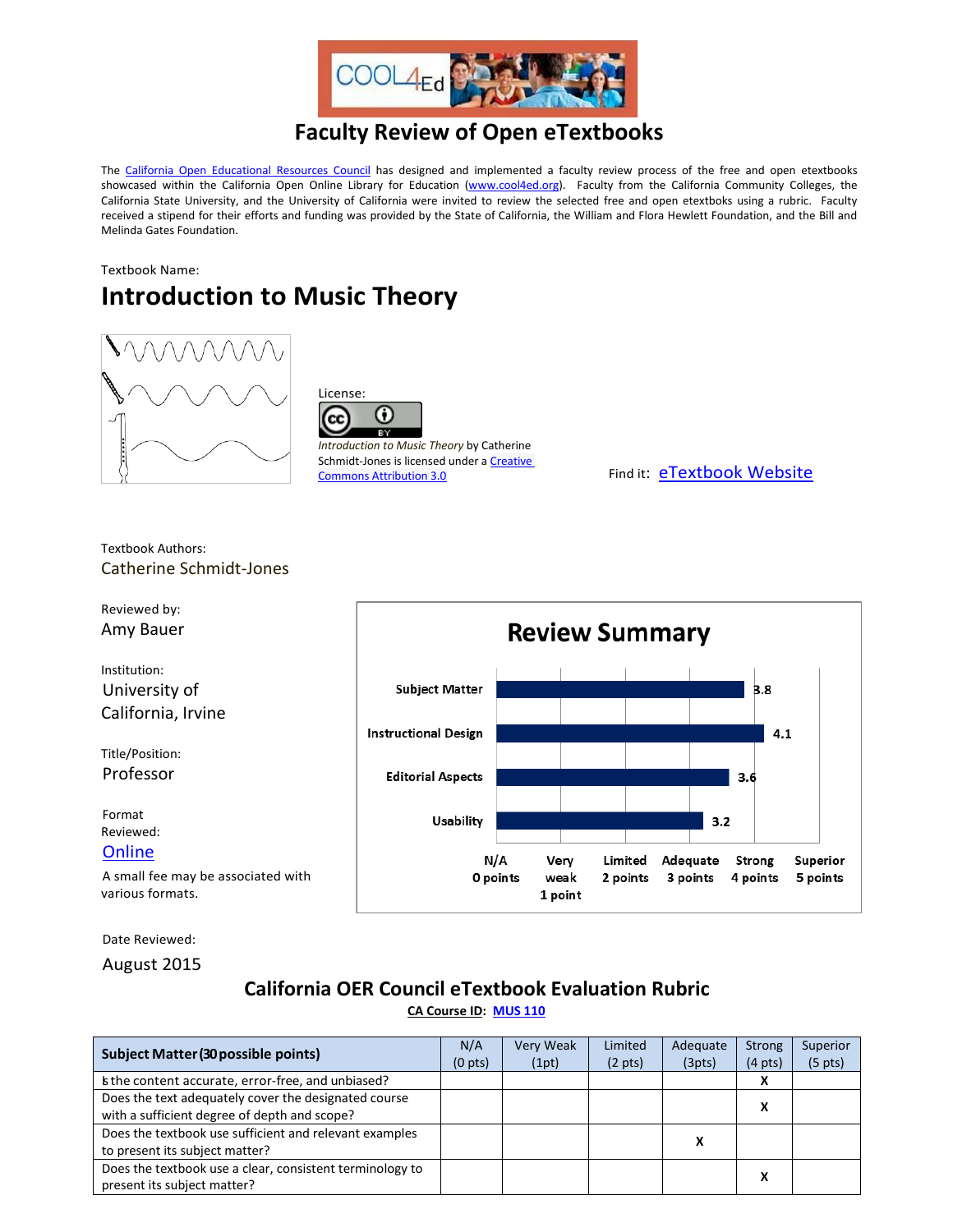# Faculty Review of Open eTextbooks

The California Open Educational Resources Council has designed and implemented a faculty review process of the free and open etextbooks showcased within the California Open Online Library for Education (www.cool4ed.org). Faculty from the California Community Colleges, the California State University, and the University of California were invited to review the selected free and open etextboks using a rubric. Faculty received a stipend for their efforts and funding was provided by the State of California, the William and Flora Hewlett Foundation, and the Bill and Melinda Gates Foundation.

Textbook Name:

## Introduction to Music Theory

License:

*Introduction to Music Theory* by Catherine Schmidt-Jones is licensed under a Creative Commons Attribution 3.0

Find it: eTextbook Website

Textbook Authors:
Catherine Schmidt-Jones

Reviewed by:
Amy Bauer

Institution:
University of California, Irvine

Title/Position:
Professor

Format Reviewed:
Online

A small fee may be associated with various formats.

Date Reviewed:
August 2015

**Review Summary**

| Category | Score |
|---|---|
| Subject Matter | 3.8 |
| Instructional Design | 4.1 |
| Editorial Aspects | 3.6 |
| Usability | 3.2 |

Scale: N/A 0 points; Very weak 1 point; Limited 2 points; Adequate 3 points; Strong 4 points; Superior 5 points

## California OER Council eTextbook Evaluation Rubric

**CA Course ID: MUS 110**

| Subject Matter (30 possible points) | N/A (0 pts) | Very Weak (1pt) | Limited (2 pts) | Adequate (3pts) | Strong (4 pts) | Superior (5 pts) |
|---|---|---|---|---|---|---|
| Is the content accurate, error-free, and unbiased? | | | | | X | |
| Does the text adequately cover the designated course with a sufficient degree of depth and scope? | | | | | X | |
| Does the textbook use sufficient and relevant examples to present its subject matter? | | | | X | | |
| Does the textbook use a clear, consistent terminology to present its subject matter? | | | | | X | |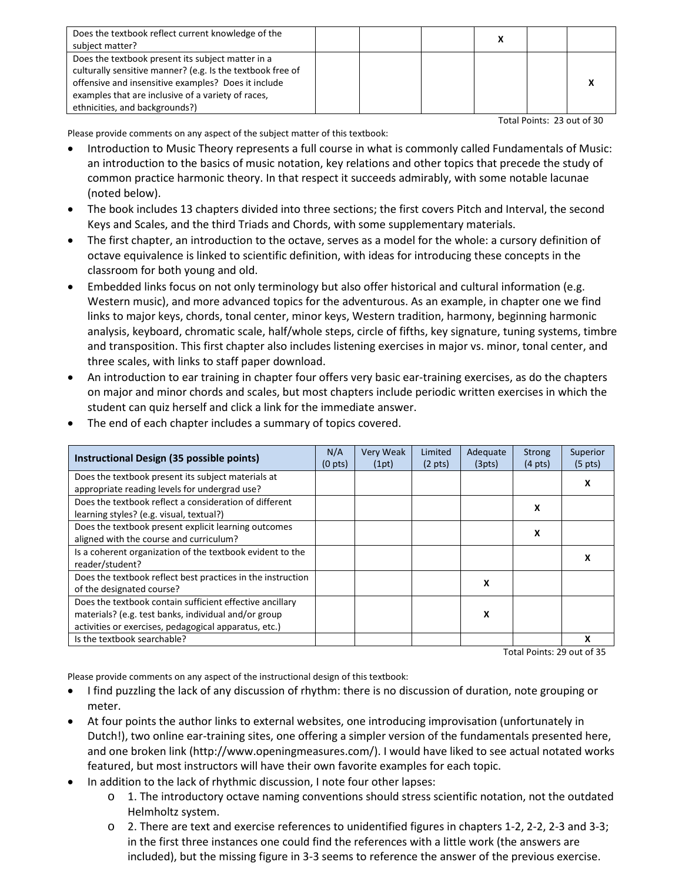| Does the textbook reflect current knowledge of the subject matter? | | | | X | | |
|---|---|---|---|---|---|---|
| Does the textbook present its subject matter in a culturally sensitive manner? (e.g. Is the textbook free of offensive and insensitive examples? Does it include examples that are inclusive of a variety of races, ethnicities, and backgrounds?) | | | | | | X |

Total Points: 23 out of 30

Please provide comments on any aspect of the subject matter of this textbook:

- Introduction to Music Theory represents a full course in what is commonly called Fundamentals of Music: an introduction to the basics of music notation, key relations and other topics that precede the study of common practice harmonic theory. In that respect it succeeds admirably, with some notable lacunae (noted below).
- The book includes 13 chapters divided into three sections; the first covers Pitch and Interval, the second Keys and Scales, and the third Triads and Chords, with some supplementary materials.
- The first chapter, an introduction to the octave, serves as a model for the whole: a cursory definition of octave equivalence is linked to scientific definition, with ideas for introducing these concepts in the classroom for both young and old.
- Embedded links focus on not only terminology but also offer historical and cultural information (e.g. Western music), and more advanced topics for the adventurous. As an example, in chapter one we find links to major keys, chords, tonal center, minor keys, Western tradition, harmony, beginning harmonic analysis, keyboard, chromatic scale, half/whole steps, circle of fifths, key signature, tuning systems, timbre and transposition. This first chapter also includes listening exercises in major vs. minor, tonal center, and three scales, with links to staff paper download.
- An introduction to ear training in chapter four offers very basic ear-training exercises, as do the chapters on major and minor chords and scales, but most chapters include periodic written exercises in which the student can quiz herself and click a link for the immediate answer.
- The end of each chapter includes a summary of topics covered.

| **Instructional Design (35 possible points)** | N/A (0 pts) | Very Weak (1pt) | Limited (2 pts) | Adequate (3pts) | Strong (4 pts) | Superior (5 pts) |
|---|---|---|---|---|---|---|
| Does the textbook present its subject materials at appropriate reading levels for undergrad use? | | | | | | X |
| Does the textbook reflect a consideration of different learning styles? (e.g. visual, textual?) | | | | | X | |
| Does the textbook present explicit learning outcomes aligned with the course and curriculum? | | | | | X | |
| Is a coherent organization of the textbook evident to the reader/student? | | | | | | X |
| Does the textbook reflect best practices in the instruction of the designated course? | | | | X | | |
| Does the textbook contain sufficient effective ancillary materials? (e.g. test banks, individual and/or group activities or exercises, pedagogical apparatus, etc.) | | | | X | | |
| Is the textbook searchable? | | | | | | X |

Total Points: 29 out of 35

Please provide comments on any aspect of the instructional design of this textbook:

- I find puzzling the lack of any discussion of rhythm: there is no discussion of duration, note grouping or meter.
- At four points the author links to external websites, one introducing improvisation (unfortunately in Dutch!), two online ear-training sites, one offering a simpler version of the fundamentals presented here, and one broken link (http://www.openingmeasures.com/). I would have liked to see actual notated works featured, but most instructors will have their own favorite examples for each topic.
- In addition to the lack of rhythmic discussion, I note four other lapses:
  - 1. The introductory octave naming conventions should stress scientific notation, not the outdated Helmholtz system.
  - 2. There are text and exercise references to unidentified figures in chapters 1-2, 2-2, 2-3 and 3-3; in the first three instances one could find the references with a little work (the answers are included), but the missing figure in 3-3 seems to reference the answer of the previous exercise.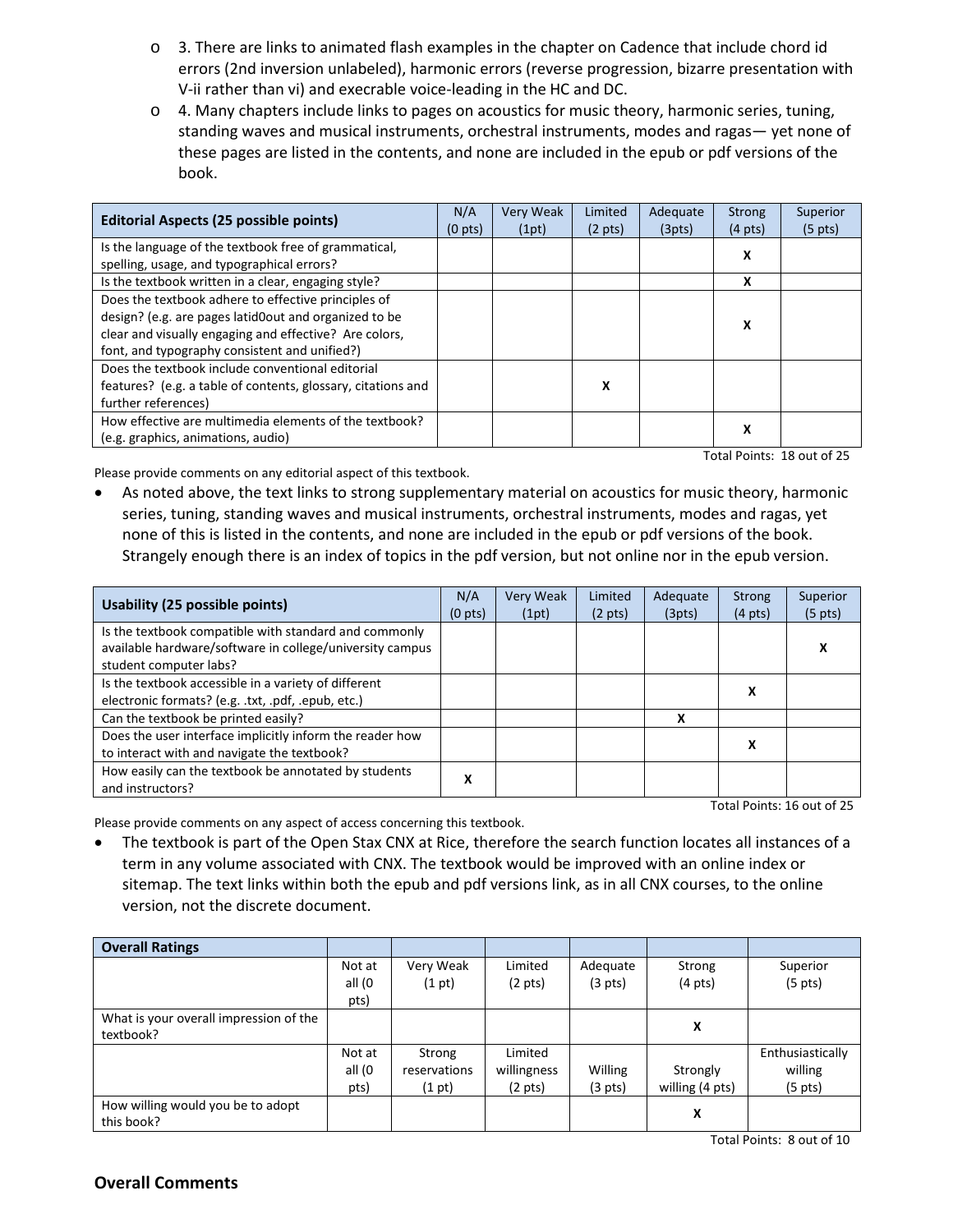- 3. There are links to animated flash examples in the chapter on Cadence that include chord id errors (2nd inversion unlabeled), harmonic errors (reverse progression, bizarre presentation with V-ii rather than vi) and execrable voice-leading in the HC and DC.
- 4. Many chapters include links to pages on acoustics for music theory, harmonic series, tuning, standing waves and musical instruments, orchestral instruments, modes and ragas— yet none of these pages are listed in the contents, and none are included in the epub or pdf versions of the book.

| Editorial Aspects (25 possible points) | N/A (0 pts) | Very Weak (1pt) | Limited (2 pts) | Adequate (3pts) | Strong (4 pts) | Superior (5 pts) |
|---|---|---|---|---|---|---|
| Is the language of the textbook free of grammatical, spelling, usage, and typographical errors? | | | | | X | |
| Is the textbook written in a clear, engaging style? | | | | | X | |
| Does the textbook adhere to effective principles of design? (e.g. are pages latid0out and organized to be clear and visually engaging and effective? Are colors, font, and typography consistent and unified?) | | | | | X | |
| Does the textbook include conventional editorial features? (e.g. a table of contents, glossary, citations and further references) | | | X | | | |
| How effective are multimedia elements of the textbook? (e.g. graphics, animations, audio) | | | | | X | |

Total Points: 18 out of 25

Please provide comments on any editorial aspect of this textbook.

- As noted above, the text links to strong supplementary material on acoustics for music theory, harmonic series, tuning, standing waves and musical instruments, orchestral instruments, modes and ragas, yet none of this is listed in the contents, and none are included in the epub or pdf versions of the book. Strangely enough there is an index of topics in the pdf version, but not online nor in the epub version.

| Usability (25 possible points) | N/A (0 pts) | Very Weak (1pt) | Limited (2 pts) | Adequate (3pts) | Strong (4 pts) | Superior (5 pts) |
|---|---|---|---|---|---|---|
| Is the textbook compatible with standard and commonly available hardware/software in college/university campus student computer labs? | | | | | | X |
| Is the textbook accessible in a variety of different electronic formats? (e.g. .txt, .pdf, .epub, etc.) | | | | | X | |
| Can the textbook be printed easily? | | | | X | | |
| Does the user interface implicitly inform the reader how to interact with and navigate the textbook? | | | | | X | |
| How easily can the textbook be annotated by students and instructors? | X | | | | | |

Total Points: 16 out of 25

Please provide comments on any aspect of access concerning this textbook.

- The textbook is part of the Open Stax CNX at Rice, therefore the search function locates all instances of a term in any volume associated with CNX. The textbook would be improved with an online index or sitemap. The text links within both the epub and pdf versions link, as in all CNX courses, to the online version, not the discrete document.

| Overall Ratings | | | | | | |
|---|---|---|---|---|---|---|
| | Not at all (0 pts) | Very Weak (1 pt) | Limited (2 pts) | Adequate (3 pts) | Strong (4 pts) | Superior (5 pts) |
| What is your overall impression of the textbook? | | | | | X | |
| | Not at all (0 pts) | Strong reservations (1 pt) | Limited willingness (2 pts) | Willing (3 pts) | Strongly willing (4 pts) | Enthusiastically willing (5 pts) |
| How willing would you be to adopt this book? | | | | | X | |

Total Points: 8 out of 10

## Overall Comments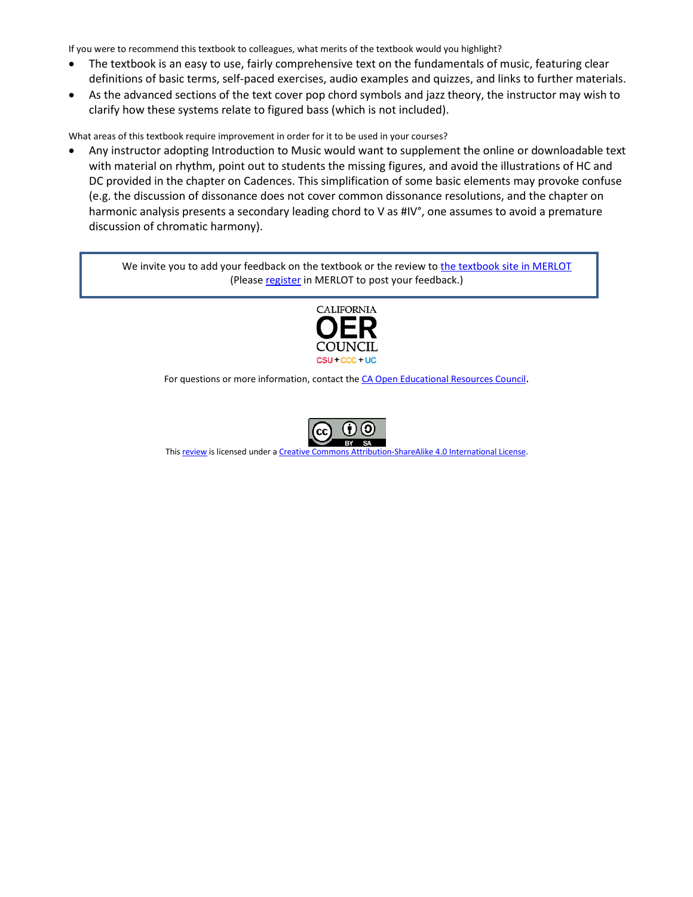If you were to recommend this textbook to colleagues, what merits of the textbook would you highlight?

- The textbook is an easy to use, fairly comprehensive text on the fundamentals of music, featuring clear definitions of basic terms, self-paced exercises, audio examples and quizzes, and links to further materials.
- As the advanced sections of the text cover pop chord symbols and jazz theory, the instructor may wish to clarify how these systems relate to figured bass (which is not included).

What areas of this textbook require improvement in order for it to be used in your courses?

- Any instructor adopting Introduction to Music would want to supplement the online or downloadable text with material on rhythm, point out to students the missing figures, and avoid the illustrations of HC and DC provided in the chapter on Cadences. This simplification of some basic elements may provoke confuse (e.g. the discussion of dissonance does not cover common dissonance resolutions, and the chapter on harmonic analysis presents a secondary leading chord to V as #IV°, one assumes to avoid a premature discussion of chromatic harmony).

We invite you to add your feedback on the textbook or the review to [the textbook site in MERLOT](#)
(Please [register](#) in MERLOT to post your feedback.)

CALIFORNIA OER COUNCIL
CSU + CCC + UC

For questions or more information, contact the [CA Open Educational Resources Council](#).

This [review](#) is licensed under a [Creative Commons Attribution-ShareAlike 4.0 International License](#).